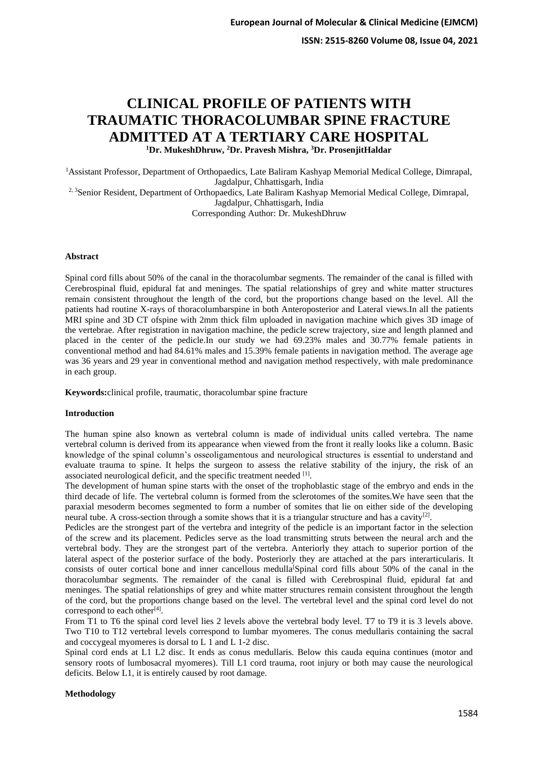# CLINICAL PROFILE OF PATIENTS WITH TRAUMATIC THORACOLUMBAR SPINE FRACTURE ADMITTED AT A TERTIARY CARE HOSPITAL

**[1]Dr. MukeshDhruw, [2]Dr. Pravesh Mishra, [3]Dr. ProsenjitHaldar**

[1]Assistant Professor, Department of Orthopaedics, Late Baliram Kashyap Memorial Medical College, Dimrapal, Jagdalpur, Chhattisgarh, India

[2, 3]Senior Resident, Department of Orthopaedics, Late Baliram Kashyap Memorial Medical College, Dimrapal, Jagdalpur, Chhattisgarh, India

Corresponding Author: Dr. MukeshDhruw

### Abstract

Spinal cord fills about 50% of the canal in the thoracolumbar segments. The remainder of the canal is filled with Cerebrospinal fluid, epidural fat and meninges. The spatial relationships of grey and white matter structures remain consistent throughout the length of the cord, but the proportions change based on the level. All the patients had routine X-rays of thoracolumbarspine in both Anteroposterior and Lateral views.In all the patients MRI spine and 3D CT ofspine with 2mm thick film uploaded in navigation machine which gives 3D image of the vertebrae. After registration in navigation machine, the pedicle screw trajectory, size and length planned and placed in the center of the pedicle.In our study we had 69.23% males and 30.77% female patients in conventional method and had 84.61% males and 15.39% female patients in navigation method. The average age was 36 years and 29 year in conventional method and navigation method respectively, with male predominance in each group.

**Keywords:**clinical profile, traumatic, thoracolumbar spine fracture

### Introduction

The human spine also known as vertebral column is made of individual units called vertebra. The name vertebral column is derived from its appearance when viewed from the front it really looks like a column. Basic knowledge of the spinal column's osseoligamentous and neurological structures is essential to understand and evaluate trauma to spine. It helps the surgeon to assess the relative stability of the injury, the risk of an associated neurological deficit, and the specific treatment needed [1].

The development of human spine starts with the onset of the trophoblastic stage of the embryo and ends in the third decade of life. The vertebral column is formed from the sclerotomes of the somites.We have seen that the paraxial mesoderm becomes segmented to form a number of somites that lie on either side of the developing neural tube. A cross-section through a somite shows that it is a triangular structure and has a cavity[2].

Pedicles are the strongest part of the vertebra and integrity of the pedicle is an important factor in the selection of the screw and its placement. Pedicles serve as the load transmitting struts between the neural arch and the vertebral body. They are the strongest part of the vertebra. Anteriorly they attach to superior portion of the lateral aspect of the posterior surface of the body. Posteriorly they are attached at the pars interarticularis. It consists of outer cortical bone and inner cancellous medulla[Spinal cord fills about 50% of the canal in the thoracolumbar segments. The remainder of the canal is filled with Cerebrospinal fluid, epidural fat and meninges. The spatial relationships of grey and white matter structures remain consistent throughout the length of the cord, but the proportions change based on the level. The vertebral level and the spinal cord level do not correspond to each other[4].

From T1 to T6 the spinal cord level lies 2 levels above the vertebral body level. T7 to T9 it is 3 levels above. Two T10 to T12 vertebral levels correspond to lumbar myomeres. The conus medullaris containing the sacral and coccygeal myomeres is dorsal to L 1 and L 1-2 disc.

Spinal cord ends at L1 L2 disc. It ends as conus medullaris. Below this cauda equina continues (motor and sensory roots of lumbosacral myomeres). Till L1 cord trauma, root injury or both may cause the neurological deficits. Below L1, it is entirely caused by root damage.

### Methodology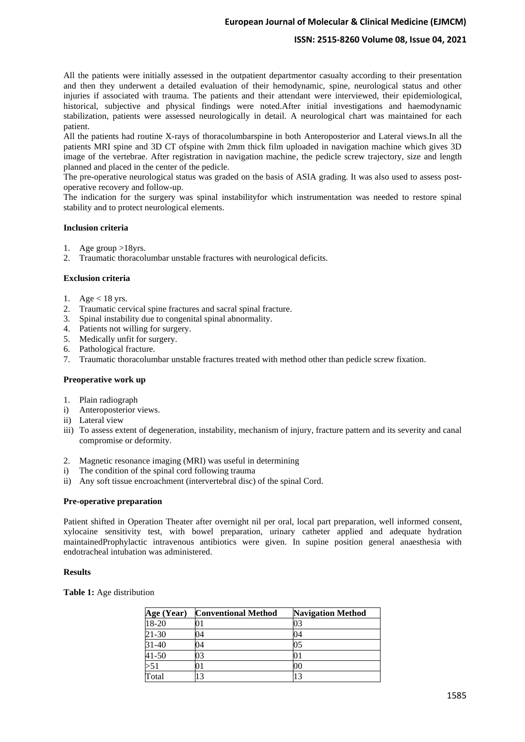All the patients were initially assessed in the outpatient departmentor casualty according to their presentation and then they underwent a detailed evaluation of their hemodynamic, spine, neurological status and other injuries if associated with trauma. The patients and their attendant were interviewed, their epidemiological, historical, subjective and physical findings were noted.After initial investigations and haemodynamic stabilization, patients were assessed neurologically in detail. A neurological chart was maintained for each patient.

All the patients had routine X-rays of thoracolumbarspine in both Anteroposterior and Lateral views.In all the patients MRI spine and 3D CT ofspine with 2mm thick film uploaded in navigation machine which gives 3D image of the vertebrae. After registration in navigation machine, the pedicle screw trajectory, size and length planned and placed in the center of the pedicle.

The pre-operative neurological status was graded on the basis of ASIA grading. It was also used to assess post-operative recovery and follow-up.

The indication for the surgery was spinal instabilityfor which instrumentation was needed to restore spinal stability and to protect neurological elements.

**Inclusion criteria**

1. Age group >18yrs.
2. Traumatic thoracolumbar unstable fractures with neurological deficits.

**Exclusion criteria**

1. Age < 18 yrs.
2. Traumatic cervical spine fractures and sacral spinal fracture.
3. Spinal instability due to congenital spinal abnormality.
4. Patients not willing for surgery.
5. Medically unfit for surgery.
6. Pathological fracture.
7. Traumatic thoracolumbar unstable fractures treated with method other than pedicle screw fixation.

**Preoperative work up**

1. Plain radiograph
   i) Anteroposterior views.
   ii) Lateral view
   iii) To assess extent of degeneration, instability, mechanism of injury, fracture pattern and its severity and canal compromise or deformity.

2. Magnetic resonance imaging (MRI) was useful in determining
   i) The condition of the spinal cord following trauma
   ii) Any soft tissue encroachment (intervertebral disc) of the spinal Cord.

**Pre-operative preparation**

Patient shifted in Operation Theater after overnight nil per oral, local part preparation, well informed consent, xylocaine sensitivity test, with bowel preparation, urinary catheter applied and adequate hydration maintainedProphylactic intravenous antibiotics were given. In supine position general anaesthesia with endotracheal intubation was administered.

**Results**

**Table 1:** Age distribution

| Age (Year) | Conventional Method | Navigation Method |
|---|---|---|
| 18-20 | 01 | 03 |
| 21-30 | 04 | 04 |
| 31-40 | 04 | 05 |
| 41-50 | 03 | 01 |
| >51 | 01 | 00 |
| Total | 13 | 13 |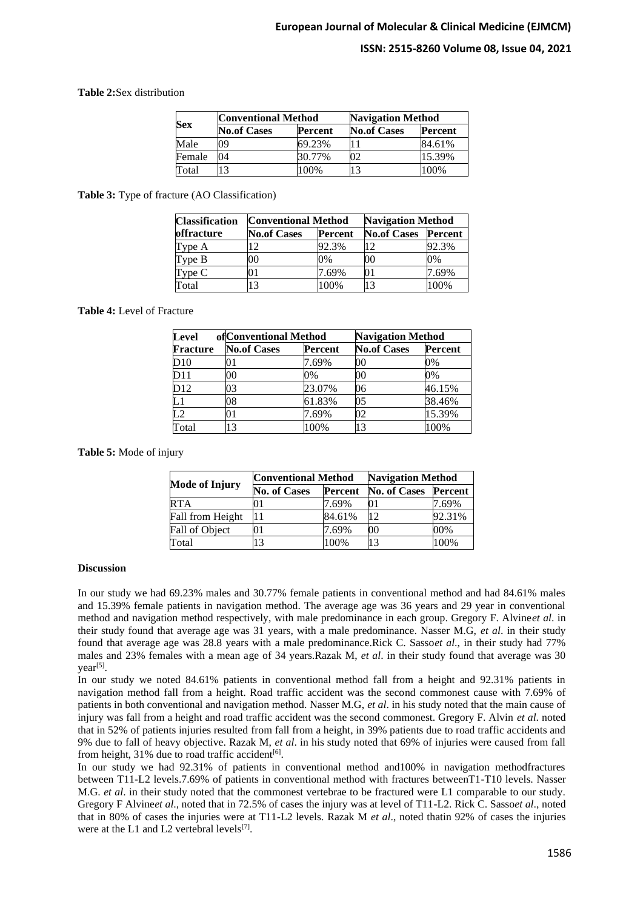**Table 2:**Sex distribution

| Sex | Conventional Method | | Navigation Method | |
|---|---|---|---|---|
| | No.of Cases | Percent | No.of Cases | Percent |
| Male | 09 | 69.23% | 11 | 84.61% |
| Female | 04 | 30.77% | 02 | 15.39% |
| Total | 13 | 100% | 13 | 100% |

**Table 3:** Type of fracture (AO Classification)

| Classification offracture | Conventional Method | | Navigation Method | |
|---|---|---|---|---|
| | No.of Cases | Percent | No.of Cases | Percent |
| Type A | 12 | 92.3% | 12 | 92.3% |
| Type B | 00 | 0% | 00 | 0% |
| Type C | 01 | 7.69% | 01 | 7.69% |
| Total | 13 | 100% | 13 | 100% |

**Table 4:** Level of Fracture

| Level of Fracture | Conventional Method | | Navigation Method | |
|---|---|---|---|---|
| | No.of Cases | Percent | No.of Cases | Percent |
| D10 | 01 | 7.69% | 00 | 0% |
| D11 | 00 | 0% | 00 | 0% |
| D12 | 03 | 23.07% | 06 | 46.15% |
| L1 | 08 | 61.83% | 05 | 38.46% |
| L2 | 01 | 7.69% | 02 | 15.39% |
| Total | 13 | 100% | 13 | 100% |

**Table 5:** Mode of injury

| Mode of Injury | Conventional Method | | Navigation Method | |
|---|---|---|---|---|
| | No. of Cases | Percent | No. of Cases | Percent |
| RTA | 01 | 7.69% | 01 | 7.69% |
| Fall from Height | 11 | 84.61% | 12 | 92.31% |
| Fall of Object | 01 | 7.69% | 00 | 00% |
| Total | 13 | 100% | 13 | 100% |

**Discussion**

In our study we had 69.23% males and 30.77% female patients in conventional method and had 84.61% males and 15.39% female patients in navigation method. The average age was 36 years and 29 year in conventional method and navigation method respectively, with male predominance in each group. Gregory F. Alvine*et al*. in their study found that average age was 31 years, with a male predominance. Nasser M.G, *et al*. in their study found that average age was 28.8 years with a male predominance.Rick C. Sasso*et al*., in their study had 77% males and 23% females with a mean age of 34 years.Razak M, *et al*. in their study found that average was 30 year[5].

In our study we noted 84.61% patients in conventional method fall from a height and 92.31% patients in navigation method fall from a height. Road traffic accident was the second commonest cause with 7.69% of patients in both conventional and navigation method. Nasser M.G, *et al*. in his study noted that the main cause of injury was fall from a height and road traffic accident was the second commonest. Gregory F. Alvin *et al.* noted that in 52% of patients injuries resulted from fall from a height, in 39% patients due to road traffic accidents and 9% due to fall of heavy objective. Razak M, *et al*. in his study noted that 69% of injuries were caused from fall from height, 31% due to road traffic accident[6].

In our study we had 92.31% of patients in conventional method and100% in navigation methodfractures between T11-L2 levels.7.69% of patients in conventional method with fractures betweenT1-T10 levels. Nasser M.G. *et al*. in their study noted that the commonest vertebrae to be fractured were L1 comparable to our study. Gregory F Alvine*et al*., noted that in 72.5% of cases the injury was at level of T11-L2. Rick C. Sasso*et al*., noted that in 80% of cases the injuries were at T11-L2 levels. Razak M *et al*., noted thatin 92% of cases the injuries were at the L1 and L2 vertebral levels[7].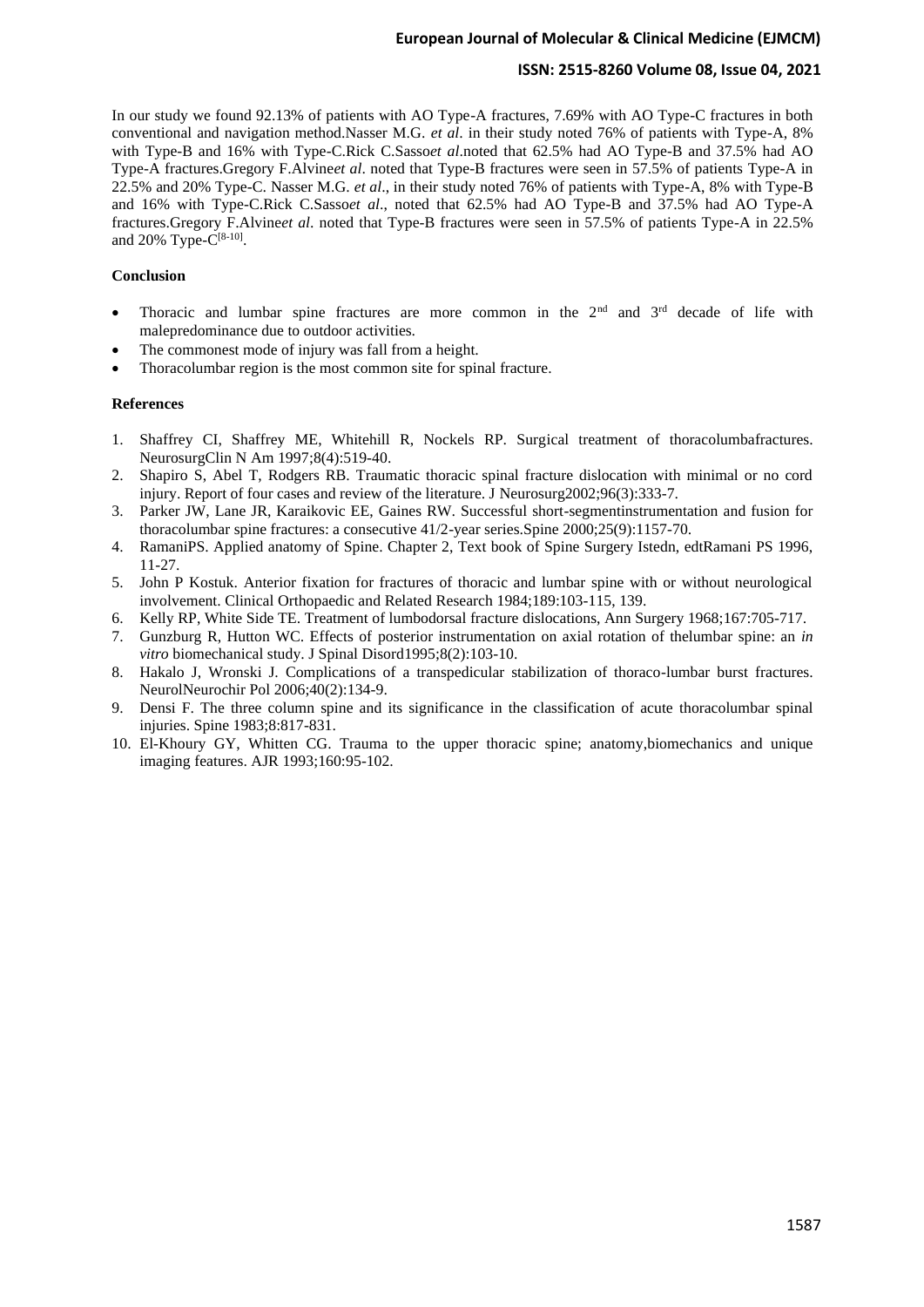In our study we found 92.13% of patients with AO Type-A fractures, 7.69% with AO Type-C fractures in both conventional and navigation method.Nasser M.G. *et al*. in their study noted 76% of patients with Type-A, 8% with Type-B and 16% with Type-C.Rick C.Sasso*et al*.noted that 62.5% had AO Type-B and 37.5% had AO Type-A fractures.Gregory F.Alvine*et al*. noted that Type-B fractures were seen in 57.5% of patients Type-A in 22.5% and 20% Type-C. Nasser M.G. *et al*., in their study noted 76% of patients with Type-A, 8% with Type-B and 16% with Type-C.Rick C.Sasso*et al*., noted that 62.5% had AO Type-B and 37.5% had AO Type-A fractures.Gregory F.Alvine*et al*. noted that Type-B fractures were seen in 57.5% of patients Type-A in 22.5% and 20% Type-C[8-10].

**Conclusion**

- Thoracic and lumbar spine fractures are more common in the 2nd and 3rd decade of life with malepredominance due to outdoor activities.
- The commonest mode of injury was fall from a height.
- Thoracolumbar region is the most common site for spinal fracture.

**References**

1. Shaffrey CI, Shaffrey ME, Whitehill R, Nockels RP. Surgical treatment of thoracolumbafractures. NeurosurgClin N Am 1997;8(4):519-40.
2. Shapiro S, Abel T, Rodgers RB. Traumatic thoracic spinal fracture dislocation with minimal or no cord injury. Report of four cases and review of the literature. J Neurosurg2002;96(3):333-7.
3. Parker JW, Lane JR, Karaikovic EE, Gaines RW. Successful short-segmentinstrumentation and fusion for thoracolumbar spine fractures: a consecutive 41/2-year series.Spine 2000;25(9):1157-70.
4. RamaniPS. Applied anatomy of Spine. Chapter 2, Text book of Spine Surgery Istedn, edtRamani PS 1996, 11-27.
5. John P Kostuk. Anterior fixation for fractures of thoracic and lumbar spine with or without neurological involvement. Clinical Orthopaedic and Related Research 1984;189:103-115, 139.
6. Kelly RP, White Side TE. Treatment of lumbodorsal fracture dislocations, Ann Surgery 1968;167:705-717.
7. Gunzburg R, Hutton WC. Effects of posterior instrumentation on axial rotation of thelumbar spine: an *in vitro* biomechanical study. J Spinal Disord1995;8(2):103-10.
8. Hakalo J, Wronski J. Complications of a transpedicular stabilization of thoraco-lumbar burst fractures. NeurolNeurochir Pol 2006;40(2):134-9.
9. Densi F. The three column spine and its significance in the classification of acute thoracolumbar spinal injuries. Spine 1983;8:817-831.
10. El-Khoury GY, Whitten CG. Trauma to the upper thoracic spine; anatomy,biomechanics and unique imaging features. AJR 1993;160:95-102.